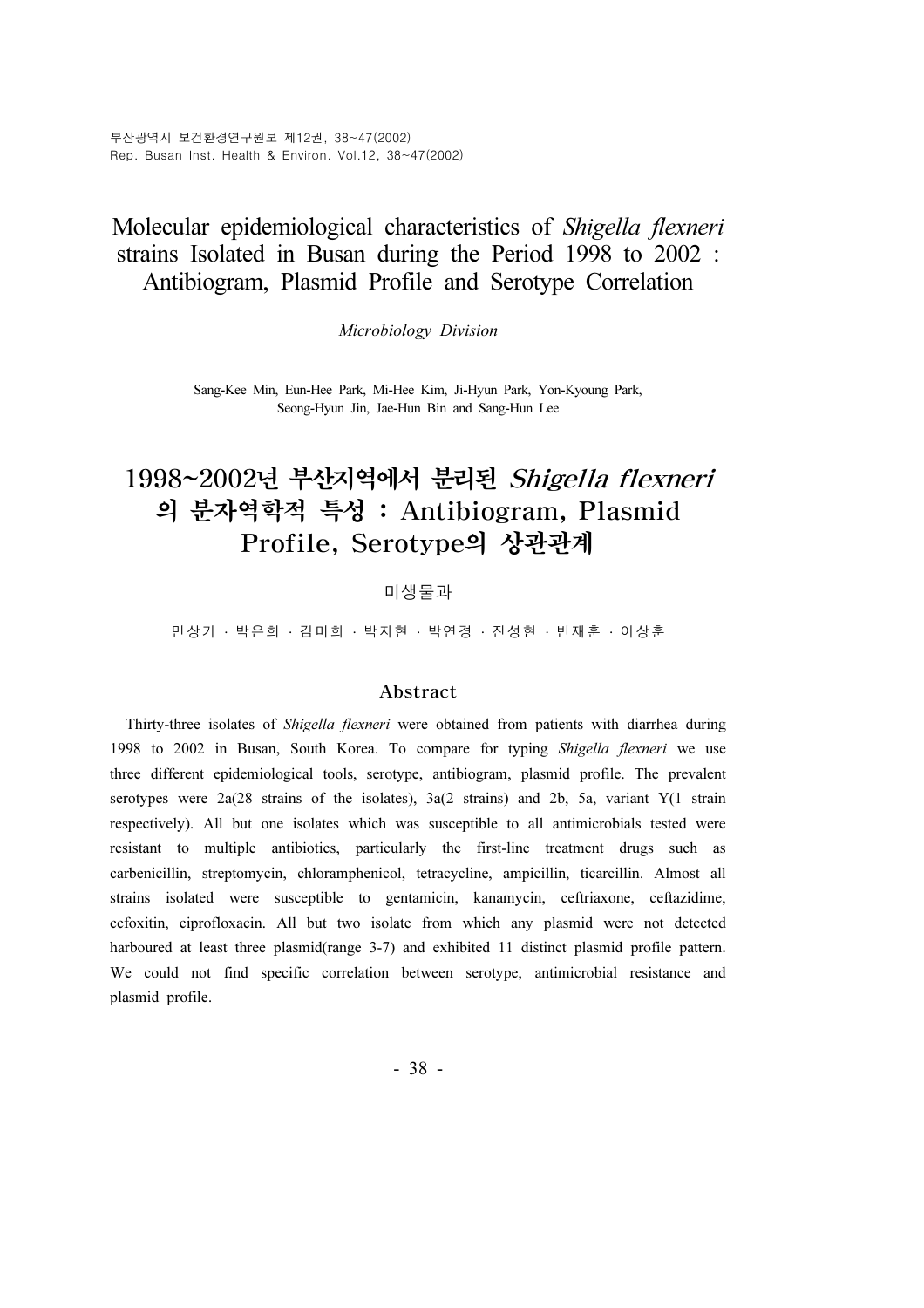# Molecular epidemiological characteristics of *Shigella flexneri* strains Isolated in Busan during the Period 1998 to 2002 : Antibiogram, Plasmid Profile and Serotype Correlation

*Microbiology Division*

Sang-Kee Min, Eun-Hee Park, Mi-Hee Kim, Ji-Hyun Park, Yon-Kyoung Park, Seong-Hyun Jin, Jae-Hun Bin and Sang-Hun Lee

# 1998~2002년 부산지역에서 분리된 *Shigella flexneri* 의 분자역학적 특성 : Antibiogram, Plasmid Profile, Serotype의 상관관계

미생물과

민상기 · 박은희 · 김미희 · 박지현 · 박연경 · 진성현 · 빈재훈 · 이상훈

## Abstract

Thirty-three isolates of *Shigella flexneri* were obtained from patients with diarrhea during 1998 to 2002 in Busan, South Korea. To compare for typing *Shigella flexneri* we use three different epidemiological tools, serotype, antibiogram, plasmid profile. The prevalent serotypes were 2a(28 strains of the isolates), 3a(2 strains) and 2b, 5a, variant Y(1 strain respectively). All but one isolates which was susceptible to all antimicrobials tested were resistant to multiple antibiotics, particularly the first-line treatment drugs such as carbenicillin, streptomycin, chloramphenicol, tetracycline, ampicillin, ticarcillin. Almost all strains isolated were susceptible to gentamicin, kanamycin, ceftriaxone, ceftazidime, cefoxitin, ciprofloxacin. All but two isolate from which any plasmid were not detected harboured at least three plasmid(range 3-7) and exhibited 11 distinct plasmid profile pattern. We could not find specific correlation between serotype, antimicrobial resistance and plasmid profile.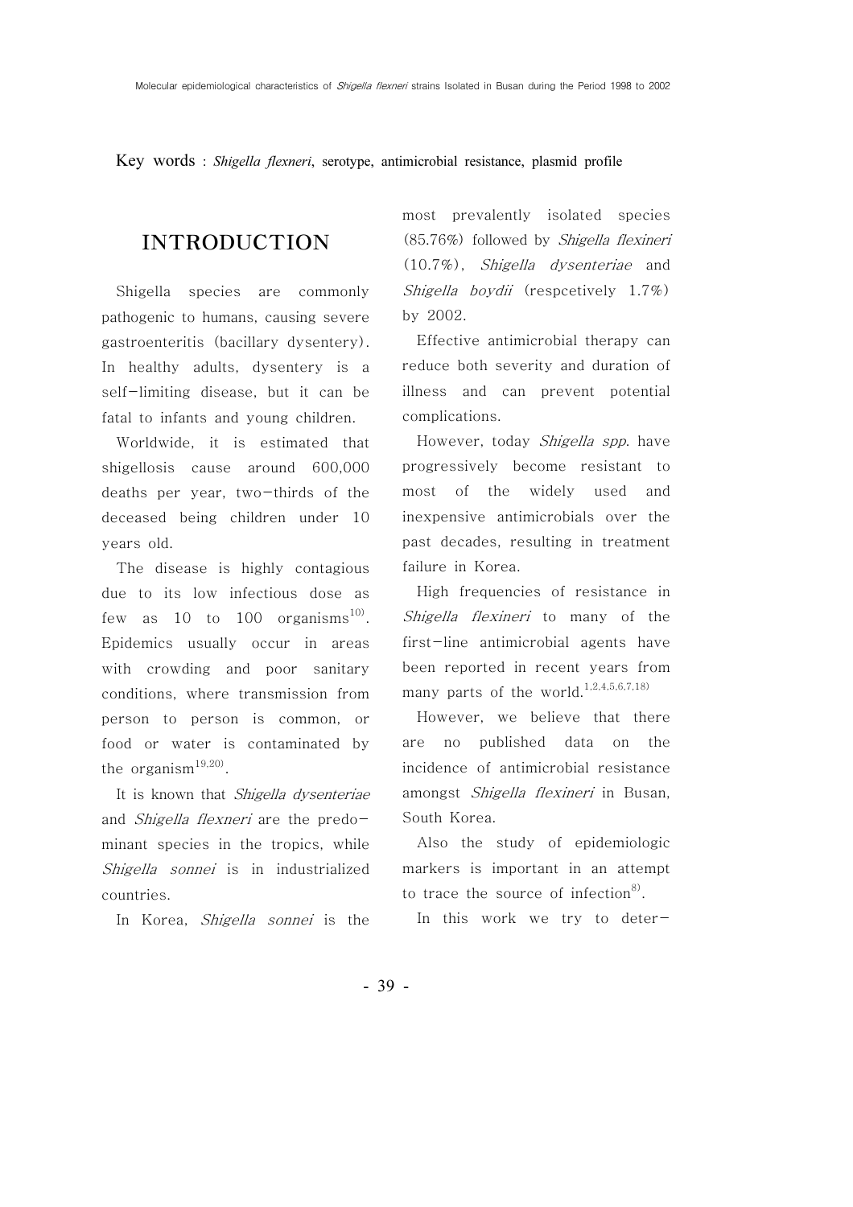Key words : *Shigella flexneri*, serotype, antimicrobial resistance, plasmid profile

## INTRODUCTION

Shigella species are commonly pathogenic to humans, causing severe gastroenteritis (bacillary dysentery). In healthy adults, dysentery is a self-limiting disease, but it can be fatal to infants and young children.

Worldwide, it is estimated that shigellosis cause around 600,000 deaths per year, two-thirds of the deceased being children under 10 years old.

The disease is highly contagious due to its low infectious dose as few as 10 to 100 organisms[10]. Epidemics usually occur in areas with crowding and poor sanitary conditions, where transmission from person to person is common, or food or water is contaminated by the organism[19,20].

It is known that *Shigella dysenteriae* and *Shigella flexneri* are the predominant species in the tropics, while *Shigella sonnei* is in industrialized countries.

In Korea, *Shigella sonnei* is the most prevalently isolated species (85.76%) followed by *Shigella flexineri* (10.7%), *Shigella dysenteriae* and *Shigella boydii* (respcetively 1.7%) by 2002.

Effective antimicrobial therapy can reduce both severity and duration of illness and can prevent potential complications.

However, today *Shigella spp.* have progressively become resistant to most of the widely used and inexpensive antimicrobials over the past decades, resulting in treatment failure in Korea.

High frequencies of resistance in *Shigella flexineri* to many of the first-line antimicrobial agents have been reported in recent years from many parts of the world.[1,2,4,5,6,7,18]

However, we believe that there are no published data on the incidence of antimicrobial resistance amongst *Shigella flexineri* in Busan, South Korea.

Also the study of epidemiologic markers is important in an attempt to trace the source of infection[8].

In this work we try to deter-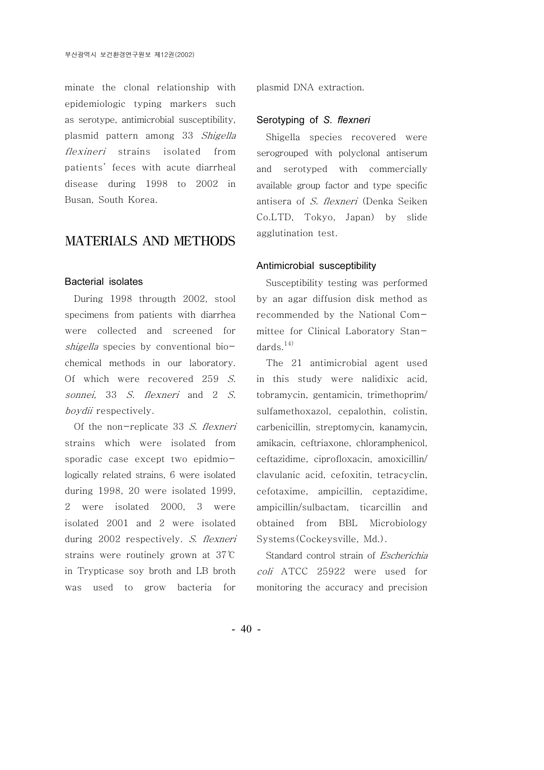minate the clonal relationship with epidemiologic typing markers such as serotype, antimicrobial susceptibility, plasmid pattern among 33 *Shigella flexineri* strains isolated from patients' feces with acute diarrheal disease during 1998 to 2002 in Busan, South Korea.

## MATERIALS AND METHODS

### Bacterial isolates

During 1998 througth 2002, stool specimens from patients with diarrhea were collected and screened for *shigella* species by conventional biochemical methods in our laboratory. Of which were recovered 259 *S. sonnei*, 33 *S. flexneri* and 2 *S. boydii* respectively.

Of the non-replicate 33 *S. flexneri* strains which were isolated from sporadic case except two epidmiologically related strains, 6 were isolated during 1998, 20 were isolated 1999, 2 were isolated 2000, 3 were isolated 2001 and 2 were isolated during 2002 respectively. *S. flexneri* strains were routinely grown at 37℃ in Trypticase soy broth and LB broth was used to grow bacteria for plasmid DNA extraction.

### Serotyping of *S. flexneri*

Shigella species recovered were serogrouped with polyclonal antiserum and serotyped with commercially available group factor and type specific antisera of *S. flexneri* (Denka Seiken Co.LTD, Tokyo, Japan) by slide agglutination test.

### Antimicrobial susceptibility

Susceptibility testing was performed by an agar diffusion disk method as recommended by the National Committee for Clinical Laboratory Standards.[14]

The 21 antimicrobial agent used in this study were nalidixic acid, tobramycin, gentamicin, trimethoprim/sulfamethoxazol, cepalothin, colistin, carbenicillin, streptomycin, kanamycin, amikacin, ceftriaxone, chloramphenicol, ceftazidime, ciprofloxacin, amoxicillin/clavulanic acid, cefoxitin, tetracyclin, cefotaxime, ampicillin, ceptazidime, ampicillin/sulbactam, ticarcillin and obtained from BBL Microbiology Systems(Cockeysville, Md.).

Standard control strain of *Escherichia coli* ATCC 25922 were used for monitoring the accuracy and precision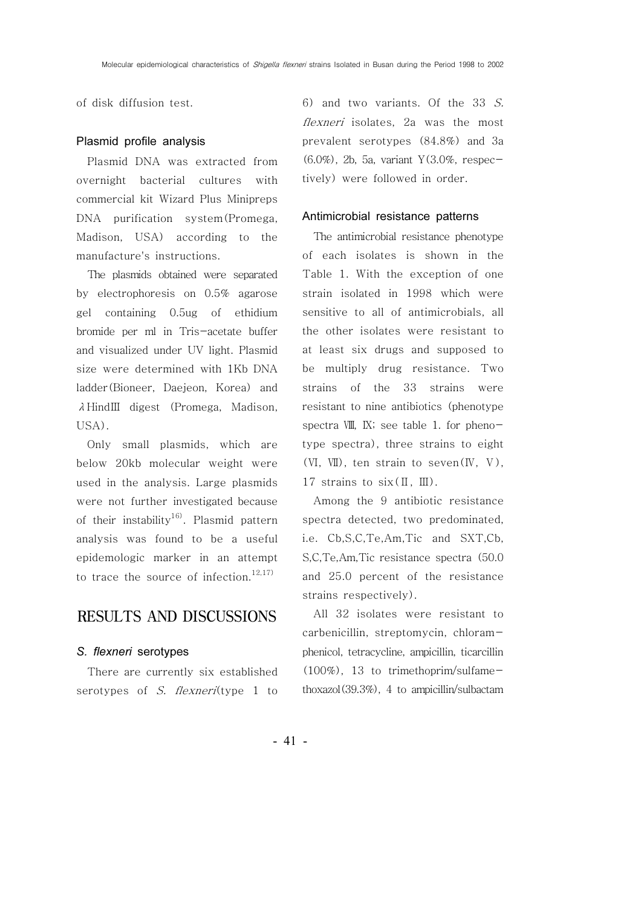of disk diffusion test.

### Plasmid profile analysis

Plasmid DNA was extracted from overnight bacterial cultures with commercial kit Wizard Plus Minipreps DNA purification system(Promega, Madison, USA) according to the manufacture's instructions.

The plasmids obtained were separated by electrophoresis on 0.5% agarose gel containing 0.5ug of ethidium bromide per ml in Tris-acetate buffer and visualized under UV light. Plasmid size were determined with 1Kb DNA ladder(Bioneer, Daejeon, Korea) and λHindIII digest (Promega, Madison, USA).

Only small plasmids, which are below 20kb molecular weight were used in the analysis. Large plasmids were not further investigated because of their instability[16]. Plasmid pattern analysis was found to be a useful epidemologic marker in an attempt to trace the source of infection.[12,17]

## RESULTS AND DISCUSSIONS

### *S. flexneri* serotypes

There are currently six established serotypes of *S. flexneri*(type 1 to 6) and two variants. Of the 33 *S. flexneri* isolates, 2a was the most prevalent serotypes (84.8%) and 3a (6.0%), 2b, 5a, variant Y(3.0%, respectively) were followed in order.

### Antimicrobial resistance patterns

The antimicrobial resistance phenotype of each isolates is shown in the Table 1. With the exception of one strain isolated in 1998 which were sensitive to all of antimicrobials, all the other isolates were resistant to at least six drugs and supposed to be multiply drug resistance. Two strains of the 33 strains were resistant to nine antibiotics (phenotype spectra VIII, IX; see table 1. for phenotype spectra), three strains to eight (VI, VII), ten strain to seven(IV, V), 17 strains to six(II, III).

Among the 9 antibiotic resistance spectra detected, two predominated, i.e. Cb,S,C,Te,Am,Tic and SXT,Cb,S,C,Te,Am,Tic resistance spectra (50.0 and 25.0 percent of the resistance strains respectively).

All 32 isolates were resistant to carbenicillin, streptomycin, chloramphenicol, tetracycline, ampicillin, ticarcillin (100%), 13 to trimethoprim/sulfamethoxazol(39.3%), 4 to ampicillin/sulbactam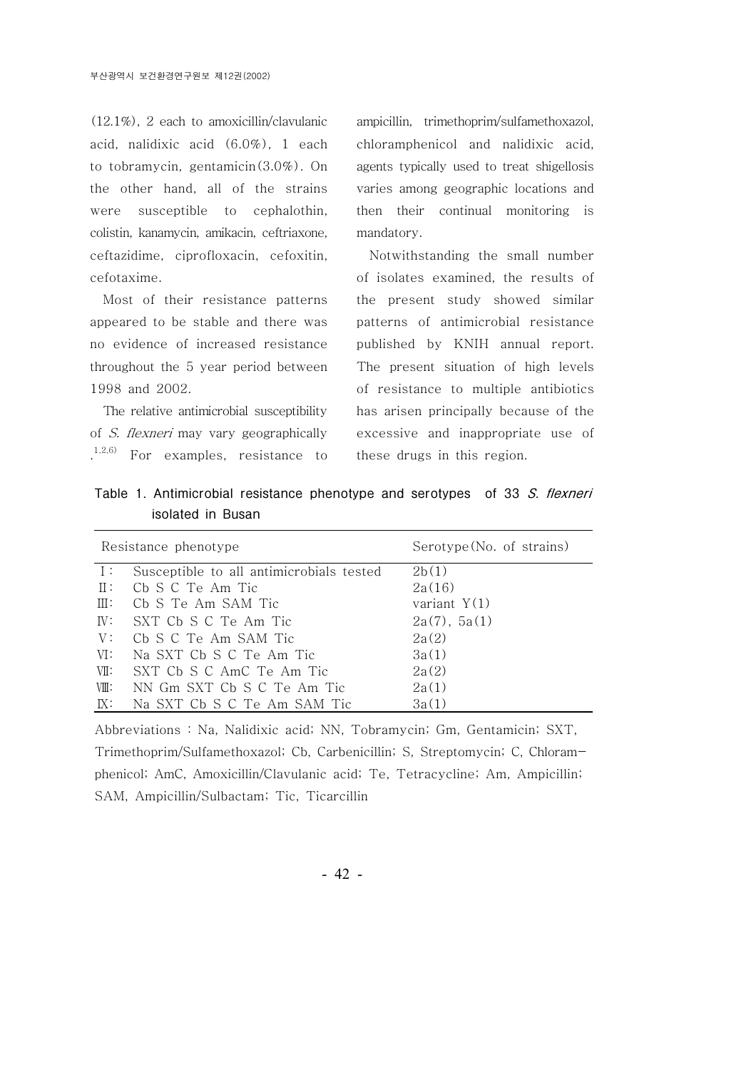(12.1%), 2 each to amoxicillin/clavulanic acid, nalidixic acid (6.0%), 1 each to tobramycin, gentamicin(3.0%). On the other hand, all of the strains were susceptible to cephalothin, colistin, kanamycin, amikacin, ceftriaxone, ceftazidime, ciprofloxacin, cefoxitin, cefotaxime.

Most of their resistance patterns appeared to be stable and there was no evidence of increased resistance throughout the 5 year period between 1998 and 2002.

The relative antimicrobial susceptibility of *S. flexneri* may vary geographically .[1,2,6] For examples, resistance to ampicillin, trimethoprim/sulfamethoxazol, chloramphenicol and nalidixic acid, agents typically used to treat shigellosis varies among geographic locations and then their continual monitoring is mandatory.

Notwithstanding the small number of isolates examined, the results of the present study showed similar patterns of antimicrobial resistance published by KNIH annual report. The present situation of high levels of resistance to multiple antibiotics has arisen principally because of the excessive and inappropriate use of these drugs in this region.

**Table 1. Antimicrobial resistance phenotype and serotypes of 33 *S. flexneri* isolated in Busan**

| Resistance phenotype | | Serotype(No. of strains) |
|---|---|---|
| Ⅰ: | Susceptible to all antimicrobials tested | 2b(1) |
| Ⅱ: | Cb S C Te Am Tic | 2a(16) |
| Ⅲ: | Cb S Te Am SAM Tic | variant Y(1) |
| Ⅳ: | SXT Cb S C Te Am Tic | 2a(7), 5a(1) |
| Ⅴ: | Cb S C Te Am SAM Tic | 2a(2) |
| Ⅵ: | Na SXT Cb S C Te Am Tic | 3a(1) |
| Ⅶ: | SXT Cb S C AmC Te Am Tic | 2a(2) |
| Ⅷ: | NN Gm SXT Cb S C Te Am Tic | 2a(1) |
| Ⅸ: | Na SXT Cb S C Te Am SAM Tic | 3a(1) |

Abbreviations : Na, Nalidixic acid; NN, Tobramycin; Gm, Gentamicin; SXT, Trimethoprim/Sulfamethoxazol; Cb, Carbenicillin; S, Streptomycin; C, Chloramphenicol; AmC, Amoxicillin/Clavulanic acid; Te, Tetracycline; Am, Ampicillin; SAM, Ampicillin/Sulbactam; Tic, Ticarcillin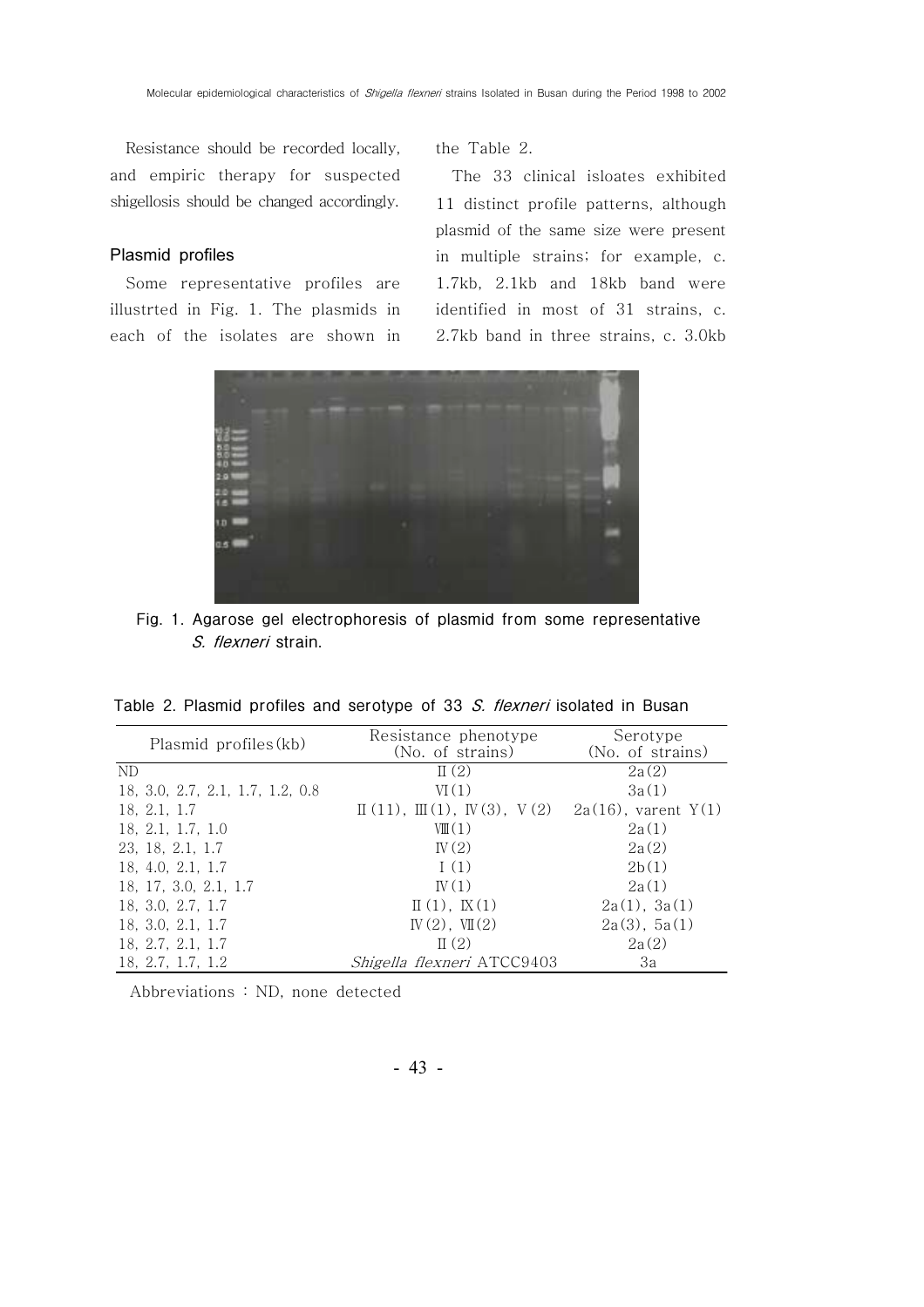Resistance should be recorded locally, and empiric therapy for suspected shigellosis should be changed accordingly.

### Plasmid profiles

Some representative profiles are illustrted in Fig. 1. The plasmids in each of the isolates are shown in the Table 2.

The 33 clinical isloates exhibited 11 distinct profile patterns, although plasmid of the same size were present in multiple strains; for example, c. 1.7kb, 2.1kb and 18kb band were identified in most of 31 strains, c. 2.7kb band in three strains, c. 3.0kb

Fig. 1. Agarose gel electrophoresis of plasmid from some representative *S. flexneri* strain.

Table 2. Plasmid profiles and serotype of 33 *S. flexneri* isolated in Busan

| Plasmid profiles(kb) | Resistance phenotype (No. of strains) | Serotype (No. of strains) |
|---|---|---|
| ND | Ⅱ(2) | 2a(2) |
| 18, 3.0, 2.7, 2.1, 1.7, 1.2, 0.8 | Ⅵ(1) | 3a(1) |
| 18, 2.1, 1.7 | Ⅱ(11), Ⅲ(1), Ⅳ(3), Ⅴ(2) | 2a(16), varent Y(1) |
| 18, 2.1, 1.7, 1.0 | Ⅷ(1) | 2a(1) |
| 23, 18, 2.1, 1.7 | Ⅳ(2) | 2a(2) |
| 18, 4.0, 2.1, 1.7 | Ⅰ(1) | 2b(1) |
| 18, 17, 3.0, 2.1, 1.7 | Ⅳ(1) | 2a(1) |
| 18, 3.0, 2.7, 1.7 | Ⅱ(1), Ⅸ(1) | 2a(1), 3a(1) |
| 18, 3.0, 2.1, 1.7 | Ⅳ(2), Ⅶ(2) | 2a(3), 5a(1) |
| 18, 2.7, 2.1, 1.7 | Ⅱ(2) | 2a(2) |
| 18, 2.7, 1.7, 1.2 | *Shigella flexneri* ATCC9403 | 3a |

Abbreviations : ND, none detected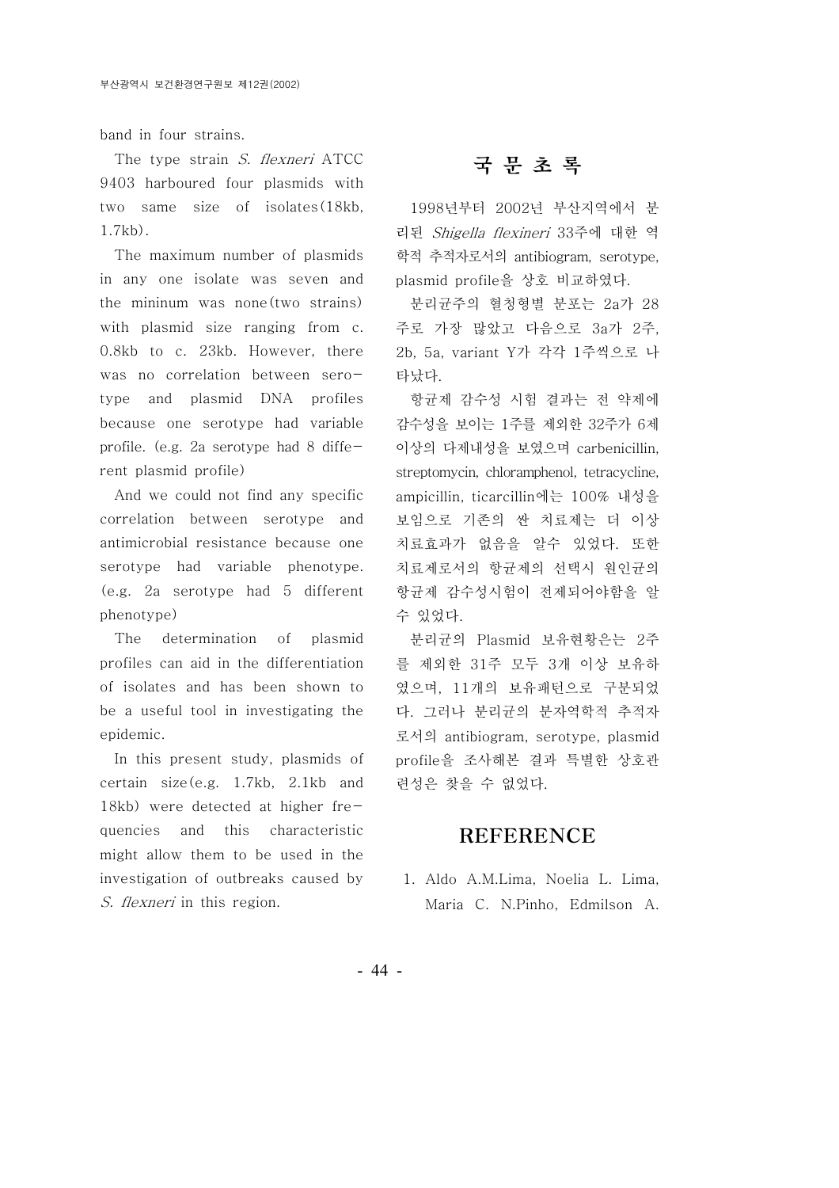band in four strains.

The type strain *S. flexneri* ATCC 9403 harboured four plasmids with two same size of isolates(18kb, 1.7kb).

The maximum number of plasmids in any one isolate was seven and the mininum was none(two strains) with plasmid size ranging from c. 0.8kb to c. 23kb. However, there was no correlation between serotype and plasmid DNA profiles because one serotype had variable profile. (e.g. 2a serotype had 8 different plasmid profile)

And we could not find any specific correlation between serotype and antimicrobial resistance because one serotype had variable phenotype. (e.g. 2a serotype had 5 different phenotype)

The determination of plasmid profiles can aid in the differentiation of isolates and has been shown to be a useful tool in investigating the epidemic.

In this present study, plasmids of certain size(e.g. 1.7kb, 2.1kb and 18kb) were detected at higher frequencies and this characteristic might allow them to be used in the investigation of outbreaks caused by *S. flexneri* in this region.

## 국 문 초 록

1998년부터 2002년 부산지역에서 분리된 *Shigella flexineri* 33주에 대한 역학적 추적자로서의 antibiogram, serotype, plasmid profile을 상호 비교하였다.

분리균주의 혈청형별 분포는 2a가 28주로 가장 많았고 다음으로 3a가 2주, 2b, 5a, variant Y가 각각 1주씩으로 나타났다.

항균제 감수성 시험 결과는 전 약제에 감수성을 보이는 1주를 제외한 32주가 6제 이상의 다제내성을 보였으며 carbenicillin, streptomycin, chloramphenol, tetracycline, ampicillin, ticarcillin에는 100% 내성을 보임으로 기존의 싼 치료제는 더 이상 치료효과가 없음을 알수 있었다. 또한 치료제로서의 항균제의 선택시 원인균의 항균제 감수성시험이 전제되어야함을 알 수 있었다.

분리균의 Plasmid 보유현황은는 2주를 제외한 31주 모두 3개 이상 보유하였으며, 11개의 보유패턴으로 구분되었다. 그러나 분리균의 분자역학적 추적자로서의 antibiogram, serotype, plasmid profile을 조사해본 결과 특별한 상호관련성은 찾을 수 없었다.

## REFERENCE

1. Aldo A.M.Lima, Noelia L. Lima, Maria C. N.Pinho, Edmilson A.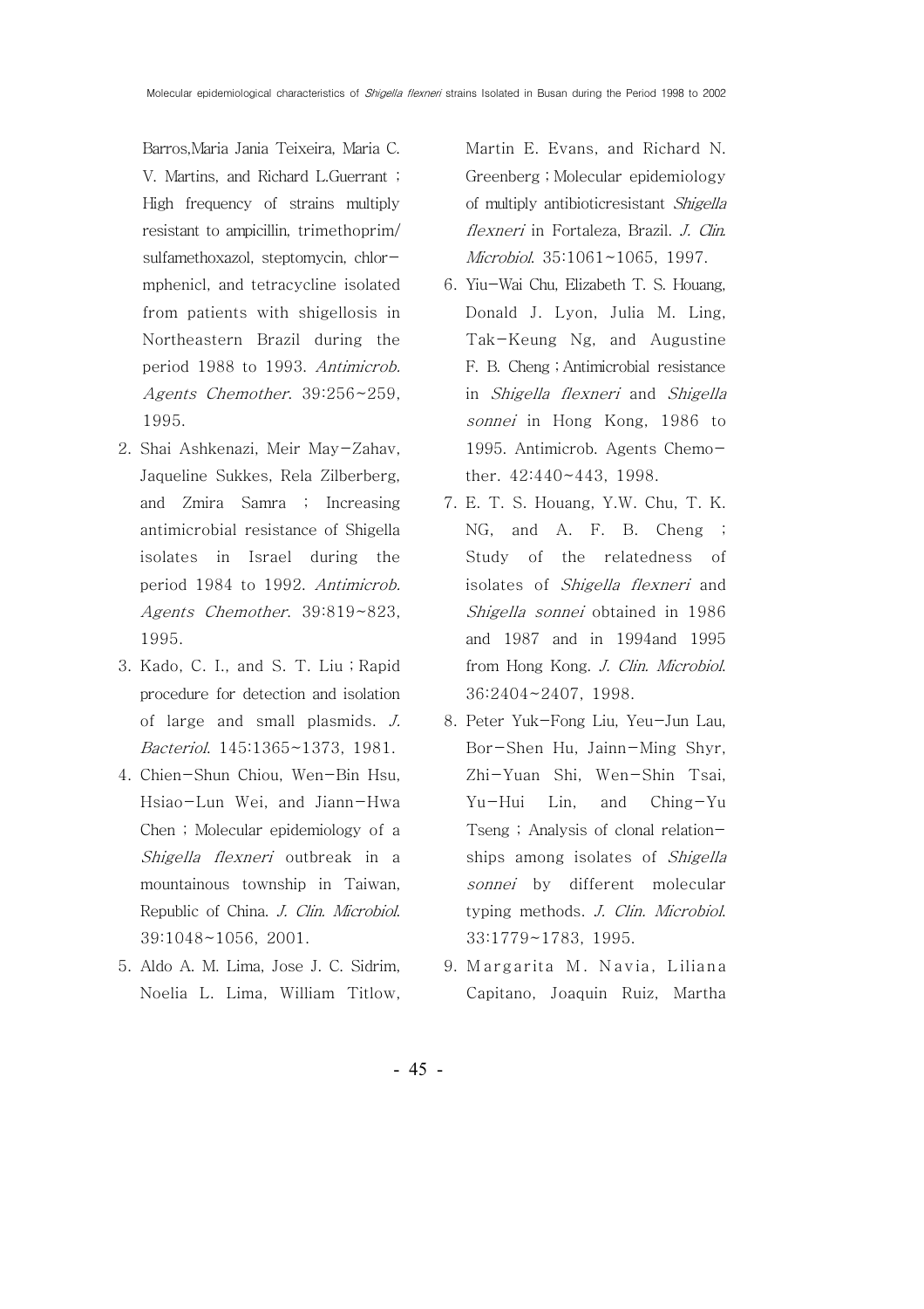Barros,Maria Jania Teixeira, Maria C. V. Martins, and Richard L.Guerrant ; High frequency of strains multiply resistant to ampicillin, trimethoprim/ sulfamethoxazol, steptomycin, chlormphenicl, and tetracycline isolated from patients with shigellosis in Northeastern Brazil during the period 1988 to 1993. *Antimicrob. Agents Chemother.* 39:256~259, 1995.

2. Shai Ashkenazi, Meir May-Zahav, Jaqueline Sukkes, Rela Zilberberg, and Zmira Samra ; Increasing antimicrobial resistance of Shigella isolates in Israel during the period 1984 to 1992. *Antimicrob. Agents Chemother.* 39:819~823, 1995.
3. Kado, C. I., and S. T. Liu ; Rapid procedure for detection and isolation of large and small plasmids. *J. Bacteriol.* 145:1365~1373, 1981.
4. Chien-Shun Chiou, Wen-Bin Hsu, Hsiao-Lun Wei, and Jiann-Hwa Chen ; Molecular epidemiology of a *Shigella flexneri* outbreak in a mountainous township in Taiwan, Republic of China. *J. Clin. Microbiol.* 39:1048~1056, 2001.
5. Aldo A. M. Lima, Jose J. C. Sidrim, Noelia L. Lima, William Titlow, Martin E. Evans, and Richard N. Greenberg ; Molecular epidemiology of multiply antibioticresistant *Shigella flexneri* in Fortaleza, Brazil. *J. Clin. Microbiol.* 35:1061~1065, 1997.
6. Yiu-Wai Chu, Elizabeth T. S. Houang, Donald J. Lyon, Julia M. Ling, Tak-Keung Ng, and Augustine F. B. Cheng ; Antimicrobial resistance in *Shigella flexneri* and *Shigella sonnei* in Hong Kong, 1986 to 1995. Antimicrob. Agents Chemother. 42:440~443, 1998.
7. E. T. S. Houang, Y.W. Chu, T. K. NG, and A. F. B. Cheng ; Study of the relatedness of isolates of *Shigella flexneri* and *Shigella sonnei* obtained in 1986 and 1987 and in 1994and 1995 from Hong Kong. *J. Clin. Microbiol.* 36:2404~2407, 1998.
8. Peter Yuk-Fong Liu, Yeu-Jun Lau, Bor-Shen Hu, Jainn-Ming Shyr, Zhi-Yuan Shi, Wen-Shin Tsai, Yu-Hui Lin, and Ching-Yu Tseng ; Analysis of clonal relationships among isolates of *Shigella sonnei* by different molecular typing methods. *J. Clin. Microbiol.* 33:1779~1783, 1995.
9. Margarita M. Navia, Liliana Capitano, Joaquin Ruiz, Martha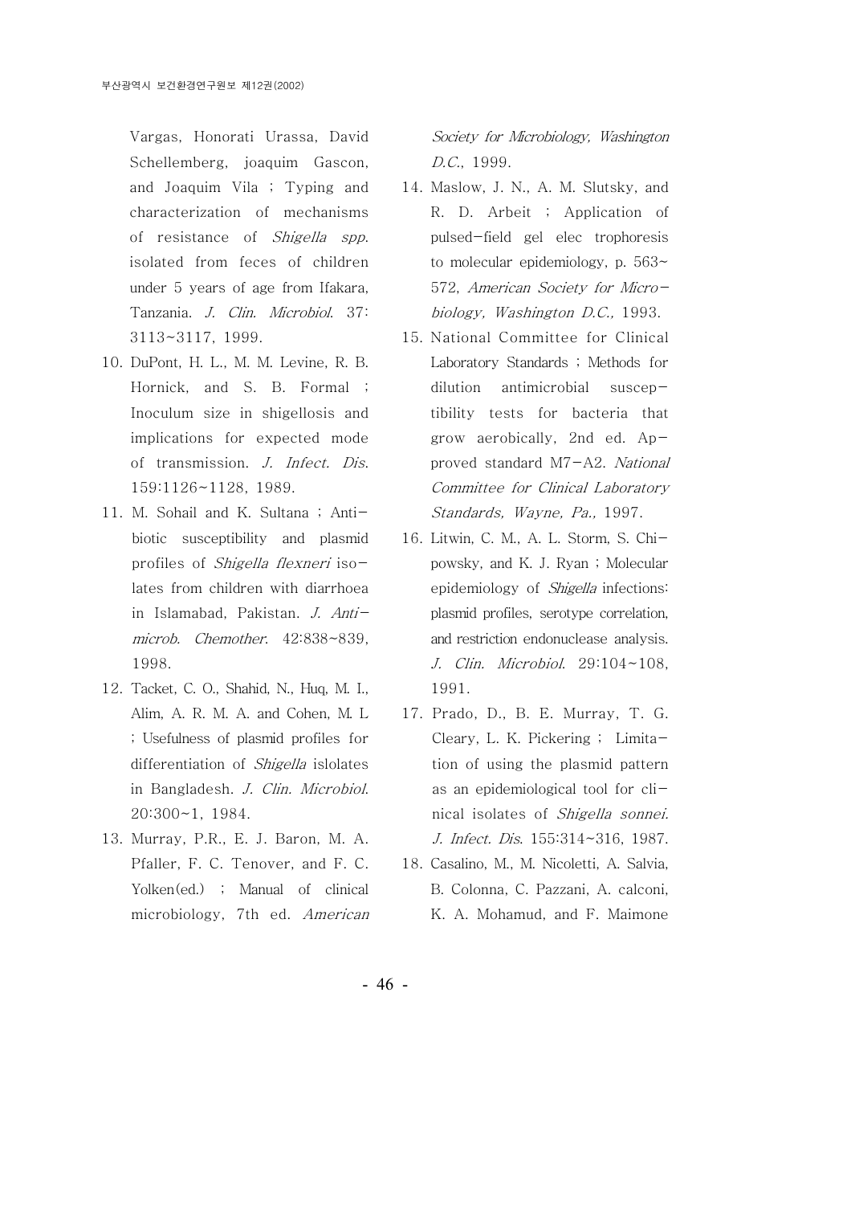Vargas, Honorati Urassa, David Schellemberg, joaquim Gascon, and Joaquim Vila ; Typing and characterization of mechanisms of resistance of *Shigella spp.* isolated from feces of children under 5 years of age from Ifakara, Tanzania. *J. Clin. Microbiol.* 37: 3113~3117, 1999.

10. DuPont, H. L., M. M. Levine, R. B. Hornick, and S. B. Formal ; Inoculum size in shigellosis and implications for expected mode of transmission. *J. Infect. Dis.* 159:1126~1128, 1989.
11. M. Sohail and K. Sultana ; Anti-biotic susceptibility and plasmid profiles of *Shigella flexneri* iso-lates from children with diarrhoea in Islamabad, Pakistan. *J. Anti-microb. Chemother.* 42:838~839, 1998.
12. Tacket, C. O., Shahid, N., Huq, M. I., Alim, A. R. M. A. and Cohen, M. L ; Usefulness of plasmid profiles for differentiation of *Shigella* islolates in Bangladesh. *J. Clin. Microbiol.* 20:300~1, 1984.
13. Murray, P.R., E. J. Baron, M. A. Pfaller, F. C. Tenover, and F. C. Yolken(ed.) ; Manual of clinical microbiology, 7th ed. *American Society for Microbiology, Washington D.C.*, 1999.
14. Maslow, J. N., A. M. Slutsky, and R. D. Arbeit ; Application of pulsed-field gel elec trophoresis to molecular epidemiology, p. 563~572, *American Society for Micro-biology, Washington D.C.,* 1993.
15. National Committee for Clinical Laboratory Standards ; Methods for dilution antimicrobial suscep-tibility tests for bacteria that grow aerobically, 2nd ed. Ap-proved standard M7-A2. *National Committee for Clinical Laboratory Standards, Wayne, Pa.,* 1997.
16. Litwin, C. M., A. L. Storm, S. Chi-powsky, and K. J. Ryan ; Molecular epidemiology of *Shigella* infections: plasmid profiles, serotype correlation, and restriction endonuclease analysis. *J. Clin. Microbiol.* 29:104~108, 1991.
17. Prado, D., B. E. Murray, T. G. Cleary, L. K. Pickering ; Limita-tion of using the plasmid pattern as an epidemiological tool for cli-nical isolates of *Shigella sonnei*. *J. Infect. Dis.* 155:314~316, 1987.
18. Casalino, M., M. Nicoletti, A. Salvia, B. Colonna, C. Pazzani, A. calconi, K. A. Mohamud, and F. Maimone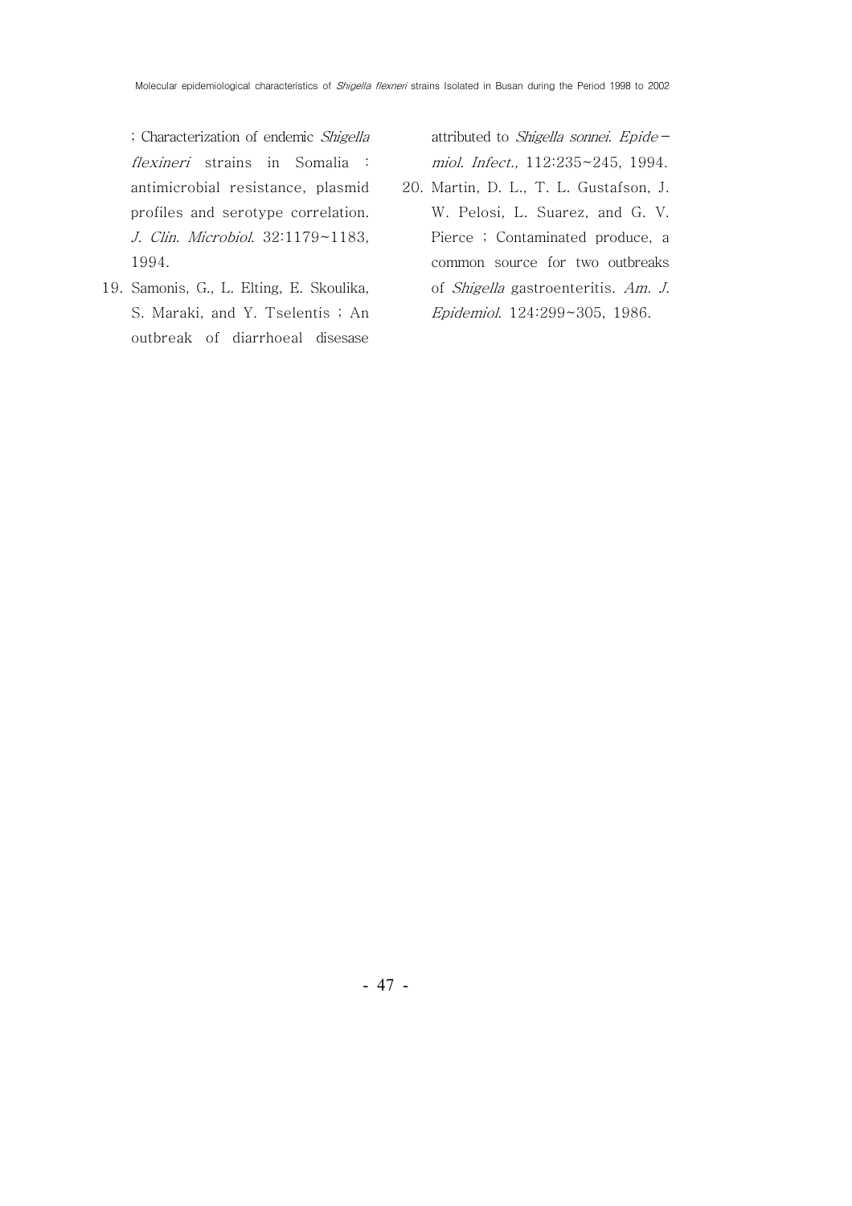; Characterization of endemic *Shigella flexineri* strains in Somalia : antimicrobial resistance, plasmid profiles and serotype correlation. *J. Clin. Microbiol.* 32:1179~1183, 1994.

19. Samonis, G., L. Elting, E. Skoulika, S. Maraki, and Y. Tselentis ; An outbreak of diarrhoeal disesase attributed to *Shigella sonnei*. *Epidemiol. Infect.,* 112:235~245, 1994.
20. Martin, D. L., T. L. Gustafson, J. W. Pelosi, L. Suarez, and G. V. Pierce ; Contaminated produce, a common source for two outbreaks of *Shigella* gastroenteritis. *Am. J. Epidemiol.* 124:299~305, 1986.